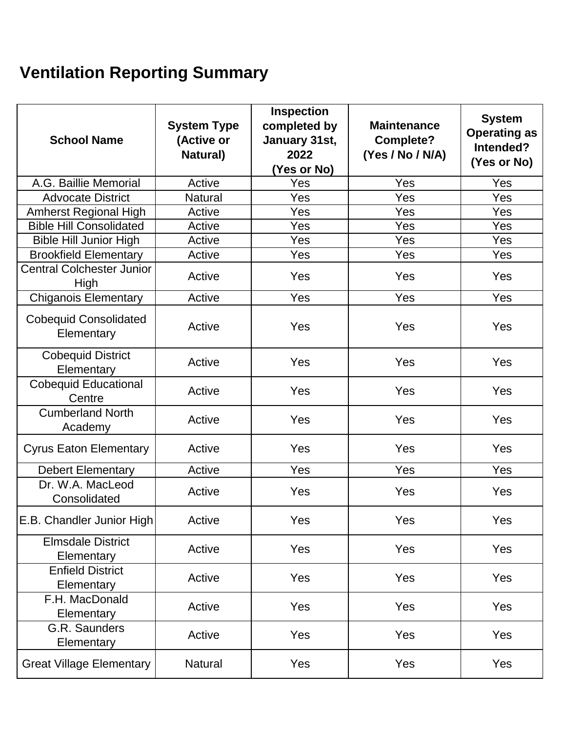# Ventilation Reporting Summary

| School Name | System Type (Active or Natural) | Inspection completed by January 31st, 2022 (Yes or No) | Maintenance Complete? (Yes / No / N/A) | System Operating as Intended? (Yes or No) |
|---|---|---|---|---|
| A.G. Baillie Memorial | Active | Yes | Yes | Yes |
| Advocate District | Natural | Yes | Yes | Yes |
| Amherst Regional High | Active | Yes | Yes | Yes |
| Bible Hill Consolidated | Active | Yes | Yes | Yes |
| Bible Hill Junior High | Active | Yes | Yes | Yes |
| Brookfield Elementary | Active | Yes | Yes | Yes |
| Central Colchester Junior High | Active | Yes | Yes | Yes |
| Chiganois Elementary | Active | Yes | Yes | Yes |
| Cobequid Consolidated Elementary | Active | Yes | Yes | Yes |
| Cobequid District Elementary | Active | Yes | Yes | Yes |
| Cobequid Educational Centre | Active | Yes | Yes | Yes |
| Cumberland North Academy | Active | Yes | Yes | Yes |
| Cyrus Eaton Elementary | Active | Yes | Yes | Yes |
| Debert Elementary | Active | Yes | Yes | Yes |
| Dr. W.A. MacLeod Consolidated | Active | Yes | Yes | Yes |
| E.B. Chandler Junior High | Active | Yes | Yes | Yes |
| Elmsdale District Elementary | Active | Yes | Yes | Yes |
| Enfield District Elementary | Active | Yes | Yes | Yes |
| F.H. MacDonald Elementary | Active | Yes | Yes | Yes |
| G.R. Saunders Elementary | Active | Yes | Yes | Yes |
| Great Village Elementary | Natural | Yes | Yes | Yes |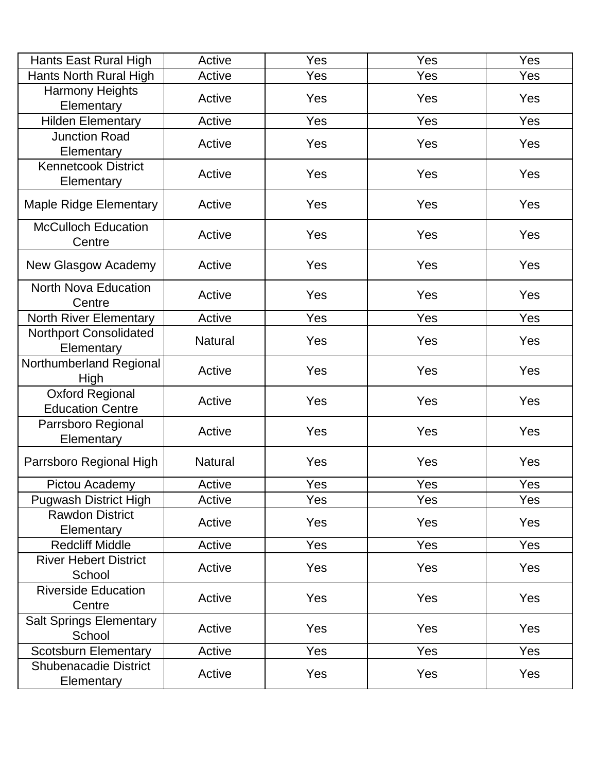| | | | | |
|---|---|---|---|---|
| Hants East Rural High | Active | Yes | Yes | Yes |
| Hants North Rural High | Active | Yes | Yes | Yes |
| Harmony Heights Elementary | Active | Yes | Yes | Yes |
| Hilden Elementary | Active | Yes | Yes | Yes |
| Junction Road Elementary | Active | Yes | Yes | Yes |
| Kennetcook District Elementary | Active | Yes | Yes | Yes |
| Maple Ridge Elementary | Active | Yes | Yes | Yes |
| McCulloch Education Centre | Active | Yes | Yes | Yes |
| New Glasgow Academy | Active | Yes | Yes | Yes |
| North Nova Education Centre | Active | Yes | Yes | Yes |
| North River Elementary | Active | Yes | Yes | Yes |
| Northport Consolidated Elementary | Natural | Yes | Yes | Yes |
| Northumberland Regional High | Active | Yes | Yes | Yes |
| Oxford Regional Education Centre | Active | Yes | Yes | Yes |
| Parrsboro Regional Elementary | Active | Yes | Yes | Yes |
| Parrsboro Regional High | Natural | Yes | Yes | Yes |
| Pictou Academy | Active | Yes | Yes | Yes |
| Pugwash District High | Active | Yes | Yes | Yes |
| Rawdon District Elementary | Active | Yes | Yes | Yes |
| Redcliff Middle | Active | Yes | Yes | Yes |
| River Hebert District School | Active | Yes | Yes | Yes |
| Riverside Education Centre | Active | Yes | Yes | Yes |
| Salt Springs Elementary School | Active | Yes | Yes | Yes |
| Scotsburn Elementary | Active | Yes | Yes | Yes |
| Shubenacadie District Elementary | Active | Yes | Yes | Yes |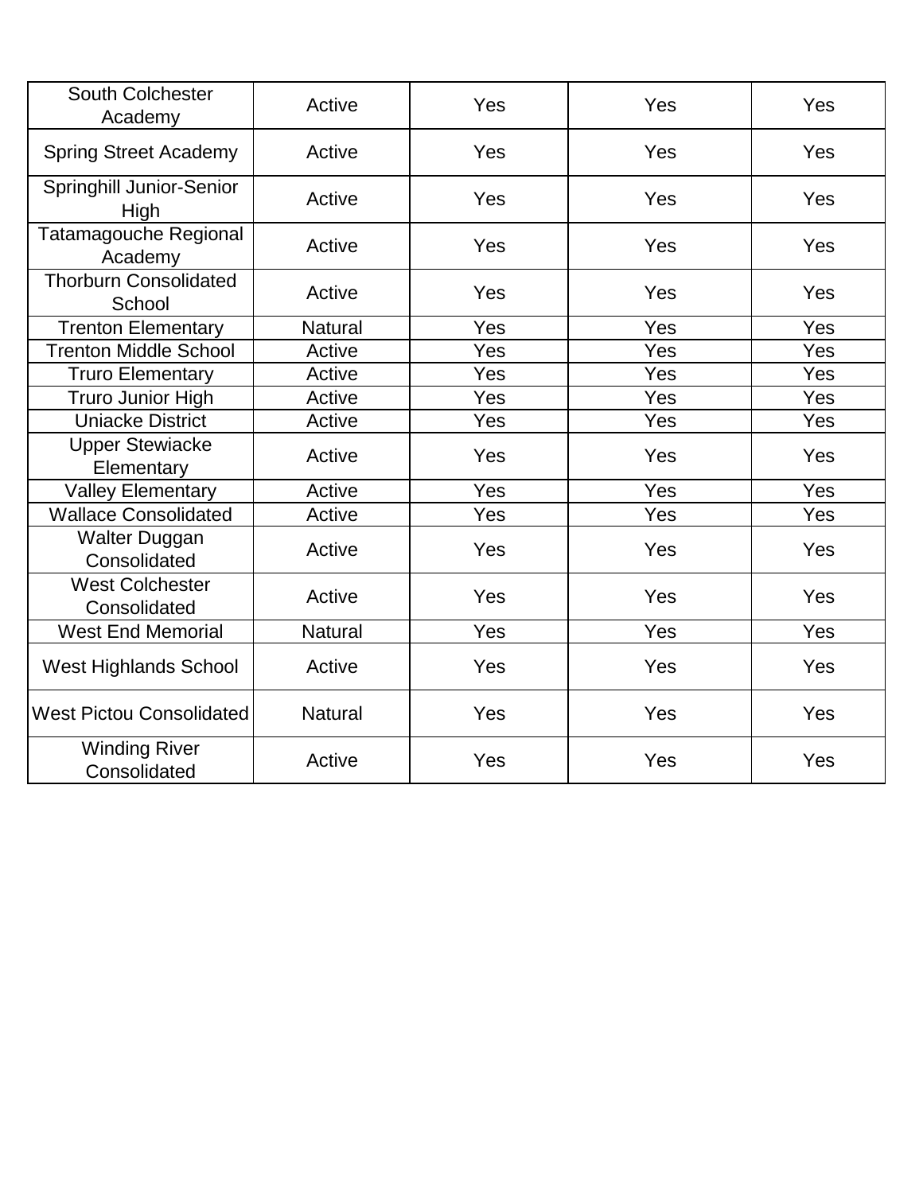| | | | | |
|---|---|---|---|---|
| South Colchester Academy | Active | Yes | Yes | Yes |
| Spring Street Academy | Active | Yes | Yes | Yes |
| Springhill Junior-Senior High | Active | Yes | Yes | Yes |
| Tatamagouche Regional Academy | Active | Yes | Yes | Yes |
| Thorburn Consolidated School | Active | Yes | Yes | Yes |
| Trenton Elementary | Natural | Yes | Yes | Yes |
| Trenton Middle School | Active | Yes | Yes | Yes |
| Truro Elementary | Active | Yes | Yes | Yes |
| Truro Junior High | Active | Yes | Yes | Yes |
| Uniacke District | Active | Yes | Yes | Yes |
| Upper Stewiacke Elementary | Active | Yes | Yes | Yes |
| Valley Elementary | Active | Yes | Yes | Yes |
| Wallace Consolidated | Active | Yes | Yes | Yes |
| Walter Duggan Consolidated | Active | Yes | Yes | Yes |
| West Colchester Consolidated | Active | Yes | Yes | Yes |
| West End Memorial | Natural | Yes | Yes | Yes |
| West Highlands School | Active | Yes | Yes | Yes |
| West Pictou Consolidated | Natural | Yes | Yes | Yes |
| Winding River Consolidated | Active | Yes | Yes | Yes |